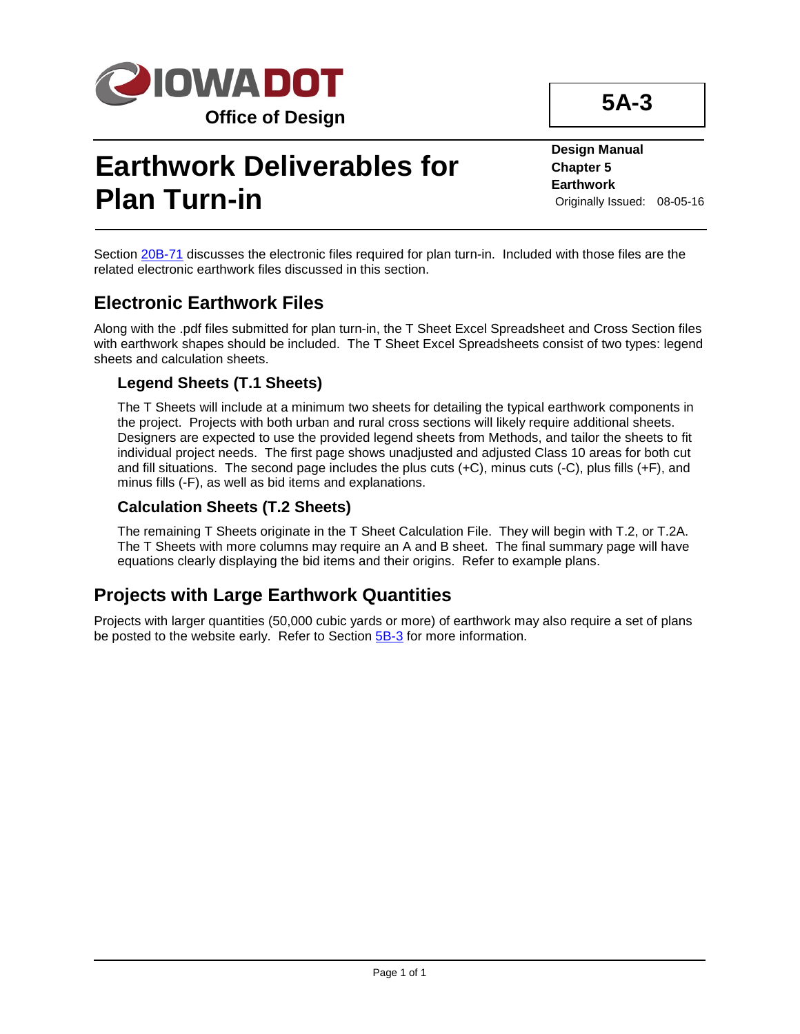IOWA DOT

Office of Design

**5A-3**

# Earthwork Deliverables for Plan Turn-in

**Design Manual**
**Chapter 5**
**Earthwork**
Originally Issued: 08-05-16

Section 20B-71 discusses the electronic files required for plan turn-in. Included with those files are the related electronic earthwork files discussed in this section.

## Electronic Earthwork Files

Along with the .pdf files submitted for plan turn-in, the T Sheet Excel Spreadsheet and Cross Section files with earthwork shapes should be included. The T Sheet Excel Spreadsheets consist of two types: legend sheets and calculation sheets.

### Legend Sheets (T.1 Sheets)

The T Sheets will include at a minimum two sheets for detailing the typical earthwork components in the project. Projects with both urban and rural cross sections will likely require additional sheets. Designers are expected to use the provided legend sheets from Methods, and tailor the sheets to fit individual project needs. The first page shows unadjusted and adjusted Class 10 areas for both cut and fill situations. The second page includes the plus cuts (+C), minus cuts (-C), plus fills (+F), and minus fills (-F), as well as bid items and explanations.

### Calculation Sheets (T.2 Sheets)

The remaining T Sheets originate in the T Sheet Calculation File. They will begin with T.2, or T.2A. The T Sheets with more columns may require an A and B sheet. The final summary page will have equations clearly displaying the bid items and their origins. Refer to example plans.

## Projects with Large Earthwork Quantities

Projects with larger quantities (50,000 cubic yards or more) of earthwork may also require a set of plans be posted to the website early. Refer to Section 5B-3 for more information.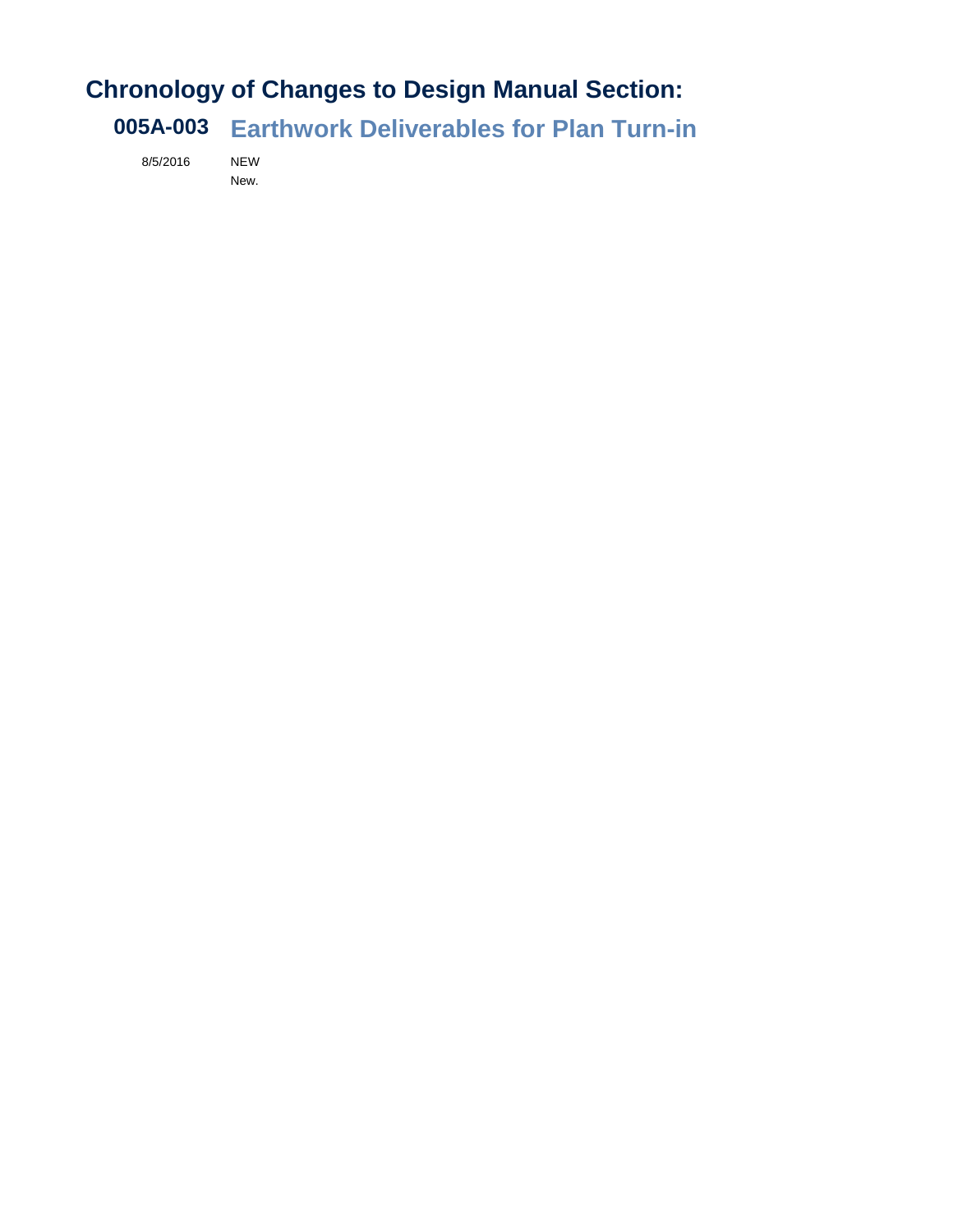# Chronology of Changes to Design Manual Section:

## 005A-003 Earthwork Deliverables for Plan Turn-in

8/5/2016 NEW

New.